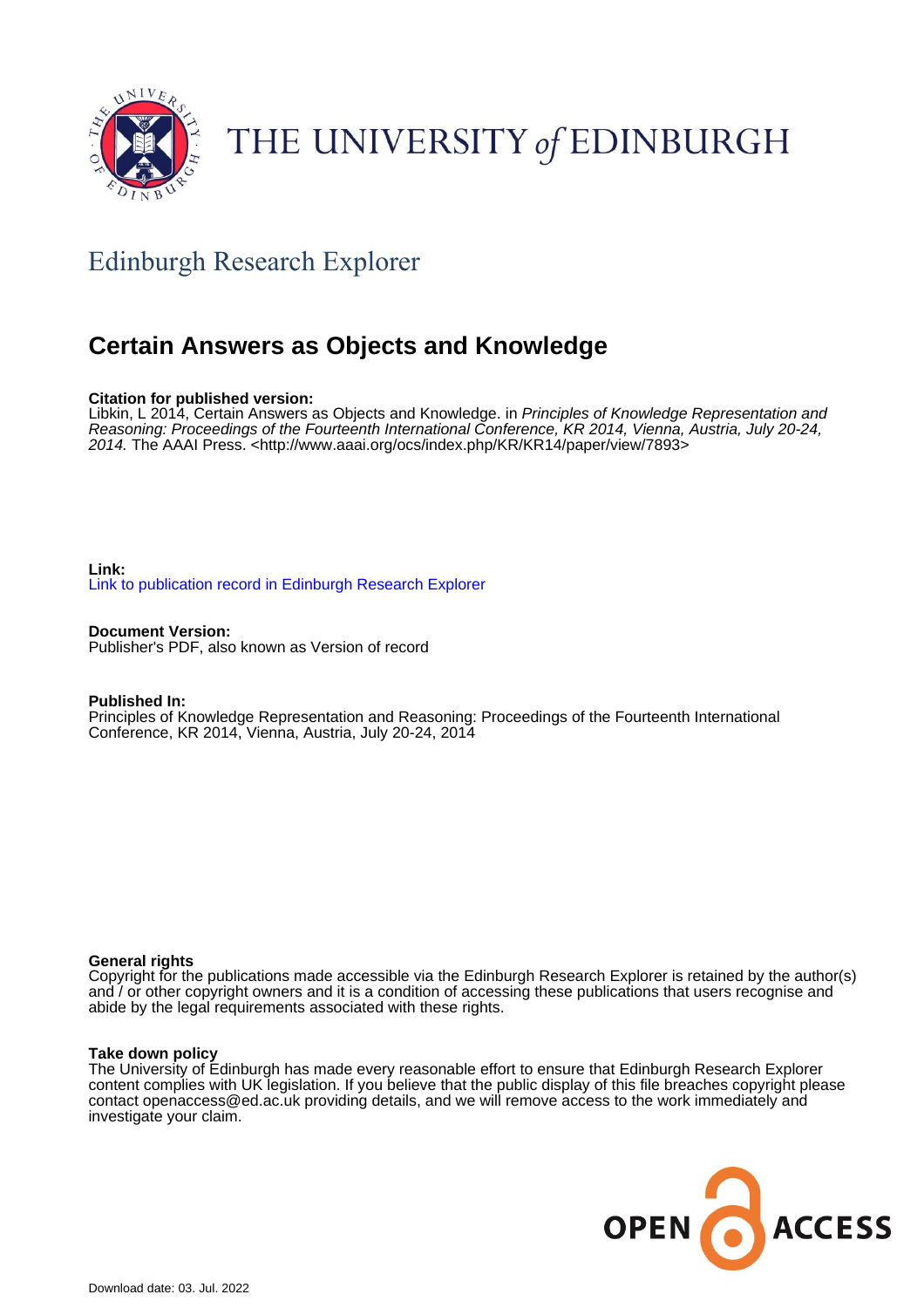THE UNIVERSITY of EDINBURGH

## Edinburgh Research Explorer

# Certain Answers as Objects and Knowledge

**Citation for published version:**
Libkin, L 2014, Certain Answers as Objects and Knowledge. in *Principles of Knowledge Representation and Reasoning: Proceedings of the Fourteenth International Conference, KR 2014, Vienna, Austria, July 20-24, 2014.* The AAAI Press. <http://www.aaai.org/ocs/index.php/KR/KR14/paper/view/7893>

**Link:**
Link to publication record in Edinburgh Research Explorer

**Document Version:**
Publisher's PDF, also known as Version of record

**Published In:**
Principles of Knowledge Representation and Reasoning: Proceedings of the Fourteenth International Conference, KR 2014, Vienna, Austria, July 20-24, 2014

**General rights**
Copyright for the publications made accessible via the Edinburgh Research Explorer is retained by the author(s) and / or other copyright owners and it is a condition of accessing these publications that users recognise and abide by the legal requirements associated with these rights.

**Take down policy**
The University of Edinburgh has made every reasonable effort to ensure that Edinburgh Research Explorer content complies with UK legislation. If you believe that the public display of this file breaches copyright please contact openaccess@ed.ac.uk providing details, and we will remove access to the work immediately and investigate your claim.

OPEN ACCESS

Download date: 03. Jul. 2022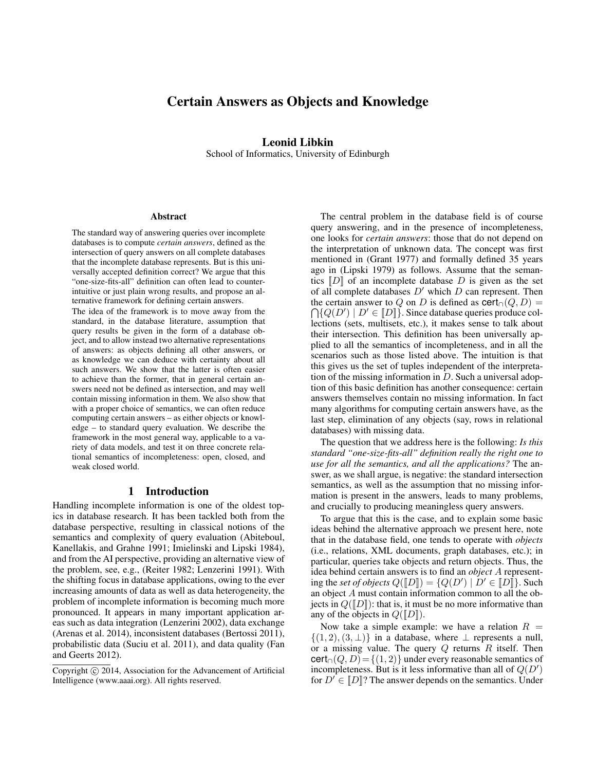# Certain Answers as Objects and Knowledge

**Leonid Libkin**
School of Informatics, University of Edinburgh

### Abstract

The standard way of answering queries over incomplete databases is to compute *certain answers*, defined as the intersection of query answers on all complete databases that the incomplete database represents. But is this universally accepted definition correct? We argue that this "one-size-fits-all" definition can often lead to counterintuitive or just plain wrong results, and propose an alternative framework for defining certain answers.

The idea of the framework is to move away from the standard, in the database literature, assumption that query results be given in the form of a database object, and to allow instead two alternative representations of answers: as objects defining all other answers, or as knowledge we can deduce with certainty about all such answers. We show that the latter is often easier to achieve than the former, that in general certain answers need not be defined as intersection, and may well contain missing information in them. We also show that with a proper choice of semantics, we can often reduce computing certain answers – as either objects or knowledge – to standard query evaluation. We describe the framework in the most general way, applicable to a variety of data models, and test it on three concrete relational semantics of incompleteness: open, closed, and weak closed world.

## 1 Introduction

Handling incomplete information is one of the oldest topics in database research. It has been tackled both from the database perspective, resulting in classical notions of the semantics and complexity of query evaluation (Abiteboul, Kanellakis, and Grahne 1991; Imielinski and Lipski 1984), and from the AI perspective, providing an alternative view of the problem, see, e.g., (Reiter 1982; Lenzerini 1991). With the shifting focus in database applications, owing to the ever increasing amounts of data as well as data heterogeneity, the problem of incomplete information is becoming much more pronounced. It appears in many important application areas such as data integration (Lenzerini 2002), data exchange (Arenas et al. 2014), inconsistent databases (Bertossi 2011), probabilistic data (Suciu et al. 2011), and data quality (Fan and Geerts 2012).

Copyright © 2014, Association for the Advancement of Artificial Intelligence (www.aaai.org). All rights reserved.

The central problem in the database field is of course query answering, and in the presence of incompleteness, one looks for *certain answers*: those that do not depend on the interpretation of unknown data. The concept was first mentioned in (Grant 1977) and formally defined 35 years ago in (Lipski 1979) as follows. Assume that the semantics $[\![D]\!]$ of an incomplete database $D$ is given as the set of all complete databases $D'$ which $D$ can represent. Then the certain answer to $Q$ on $D$ is defined as $\mathsf{cert}_\cap(Q, D) = \bigcap\{Q(D') \mid D' \in [\![D]\!]\}$. Since database queries produce collections (sets, multisets, etc.), it makes sense to talk about their intersection. This definition has been universally applied to all the semantics of incompleteness, and in all the scenarios such as those listed above. The intuition is that this gives us the set of tuples independent of the interpretation of the missing information in $D$. Such a universal adoption of this basic definition has another consequence: certain answers themselves contain no missing information. In fact many algorithms for computing certain answers have, as the last step, elimination of any objects (say, rows in relational databases) with missing data.

The question that we address here is the following: *Is this standard "one-size-fits-all" definition really the right one to use for all the semantics, and all the applications?* The answer, as we shall argue, is negative: the standard intersection semantics, as well as the assumption that no missing information is present in the answers, leads to many problems, and crucially to producing meaningless query answers.

To argue that this is the case, and to explain some basic ideas behind the alternative approach we present here, note that in the database field, one tends to operate with *objects* (i.e., relations, XML documents, graph databases, etc.); in particular, queries take objects and return objects. Thus, the idea behind certain answers is to find an *object* $A$ representing the *set of objects* $Q([\![D]\!]) = \{Q(D') \mid D' \in [\![D]\!]\}$. Such an object $A$ must contain information common to all the objects in $Q([\![D]\!])$: that is, it must be no more informative than any of the objects in $Q([\![D]\!])$.

Now take a simple example: we have a relation $R = \{(1, 2), (3, \bot)\}$ in a database, where $\bot$ represents a null, or a missing value. The query $Q$ returns $R$ itself. Then $\mathsf{cert}_\cap(Q, D) = \{(1, 2)\}$ under every reasonable semantics of incompleteness. But is it less informative than all of $Q(D')$ for $D' \in [\![D]\!]$? The answer depends on the semantics. Under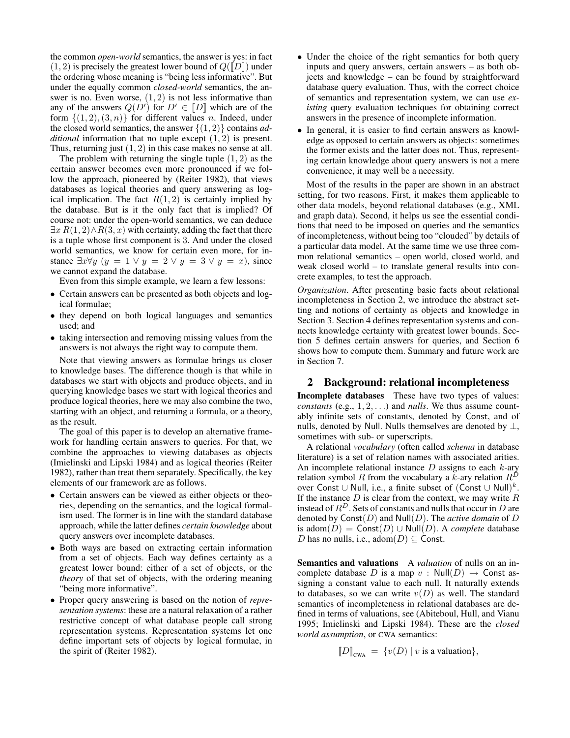the common *open-world* semantics, the answer is yes: in fact $(1, 2)$ is precisely the greatest lower bound of $Q([\![D]\!])$ under the ordering whose meaning is "being less informative". But under the equally common *closed-world* semantics, the answer is no. Even worse, $(1, 2)$ is not less informative than any of the answers $Q(D')$ for $D' \in [\![D]\!]$ which are of the form $\{(1, 2), (3, n)\}$ for different values $n$. Indeed, under the closed world semantics, the answer $\{(1, 2)\}$ contains *additional* information that no tuple except $(1, 2)$ is present. Thus, returning just $(1, 2)$ in this case makes no sense at all.

The problem with returning the single tuple $(1, 2)$ as the certain answer becomes even more pronounced if we follow the approach, pioneered by (Reiter 1982), that views databases as logical theories and query answering as logical implication. The fact $R(1, 2)$ is certainly implied by the database. But is it the only fact that is implied? Of course not: under the open-world semantics, we can deduce $\exists x\, R(1, 2) \wedge R(3, x)$ with certainty, adding the fact that there is a tuple whose first component is 3. And under the closed world semantics, we know for certain even more, for instance $\exists x \forall y\ (y = 1 \vee y = 2 \vee y = 3 \vee y = x)$, since we cannot expand the database.

Even from this simple example, we learn a few lessons:

- Certain answers can be presented as both objects and logical formulae;
- they depend on both logical languages and semantics used; and
- taking intersection and removing missing values from the answers is not always the right way to compute them.

Note that viewing answers as formulae brings us closer to knowledge bases. The difference though is that while in databases we start with objects and produce objects, and in querying knowledge bases we start with logical theories and produce logical theories, here we may also combine the two, starting with an object, and returning a formula, or a theory, as the result.

The goal of this paper is to develop an alternative framework for handling certain answers to queries. For that, we combine the approaches to viewing databases as objects (Imielinski and Lipski 1984) and as logical theories (Reiter 1982), rather than treat them separately. Specifically, the key elements of our framework are as follows.

- Certain answers can be viewed as either objects or theories, depending on the semantics, and the logical formalism used. The former is in line with the standard database approach, while the latter defines *certain knowledge* about query answers over incomplete databases.
- Both ways are based on extracting certain information from a set of objects. Each way defines certainty as a greatest lower bound: either of a set of objects, or the *theory* of that set of objects, with the ordering meaning "being more informative".
- Proper query answering is based on the notion of *representation systems*: these are a natural relaxation of a rather restrictive concept of what database people call strong representation systems. Representation systems let one define important sets of objects by logical formulae, in the spirit of (Reiter 1982).
- Under the choice of the right semantics for both query inputs and query answers, certain answers – as both objects and knowledge – can be found by straightforward database query evaluation. Thus, with the correct choice of semantics and representation system, we can use *existing* query evaluation techniques for obtaining correct answers in the presence of incomplete information.
- In general, it is easier to find certain answers as knowledge as opposed to certain answers as objects: sometimes the former exists and the latter does not. Thus, representing certain knowledge about query answers is not a mere convenience, it may well be a necessity.

Most of the results in the paper are shown in an abstract setting, for two reasons. First, it makes them applicable to other data models, beyond relational databases (e.g., XML and graph data). Second, it helps us see the essential conditions that need to be imposed on queries and the semantics of incompleteness, without being too "clouded" by details of a particular data model. At the same time we use three common relational semantics – open world, closed world, and weak closed world – to translate general results into concrete examples, to test the approach.

*Organization*. After presenting basic facts about relational incompleteness in Section 2, we introduce the abstract setting and notions of certainty as objects and knowledge in Section 3. Section 4 defines representation systems and connects knowledge certainty with greatest lower bounds. Section 5 defines certain answers for queries, and Section 6 shows how to compute them. Summary and future work are in Section 7.

## 2 Background: relational incompleteness

**Incomplete databases** These have two types of values: *constants* (e.g., $1, 2, \ldots$) and *nulls*. We thus assume countably infinite sets of constants, denoted by $\mathsf{Const}$, and of nulls, denoted by $\mathsf{Null}$. Nulls themselves are denoted by $\bot$, sometimes with sub- or superscripts.

A relational *vocabulary* (often called *schema* in database literature) is a set of relation names with associated arities. An incomplete relational instance $D$ assigns to each $k$-ary relation symbol $R$ from the vocabulary a $k$-ary relation $R^D$ over $\mathsf{Const} \cup \mathsf{Null}$, i.e., a finite subset of $(\mathsf{Const} \cup \mathsf{Null})^k$. If the instance $D$ is clear from the context, we may write $R$ instead of $R^D$. Sets of constants and nulls that occur in $D$ are denoted by $\mathsf{Const}(D)$ and $\mathsf{Null}(D)$. The *active domain* of $D$ is $\mathrm{adom}(D) = \mathsf{Const}(D) \cup \mathsf{Null}(D)$. A *complete* database $D$ has no nulls, i.e., $\mathrm{adom}(D) \subseteq \mathsf{Const}$.

**Semantics and valuations** A *valuation* of nulls on an incomplete database $D$ is a map $v : \mathsf{Null}(D) \to \mathsf{Const}$ assigning a constant value to each null. It naturally extends to databases, so we can write $v(D)$ as well. The standard semantics of incompleteness in relational databases are defined in terms of valuations, see (Abiteboul, Hull, and Vianu 1995; Imielinski and Lipski 1984). These are the *closed world assumption*, or CWA semantics:

$$[\![D]\!]_{\text{CWA}} \;=\; \{v(D) \mid v \text{ is a valuation}\},$$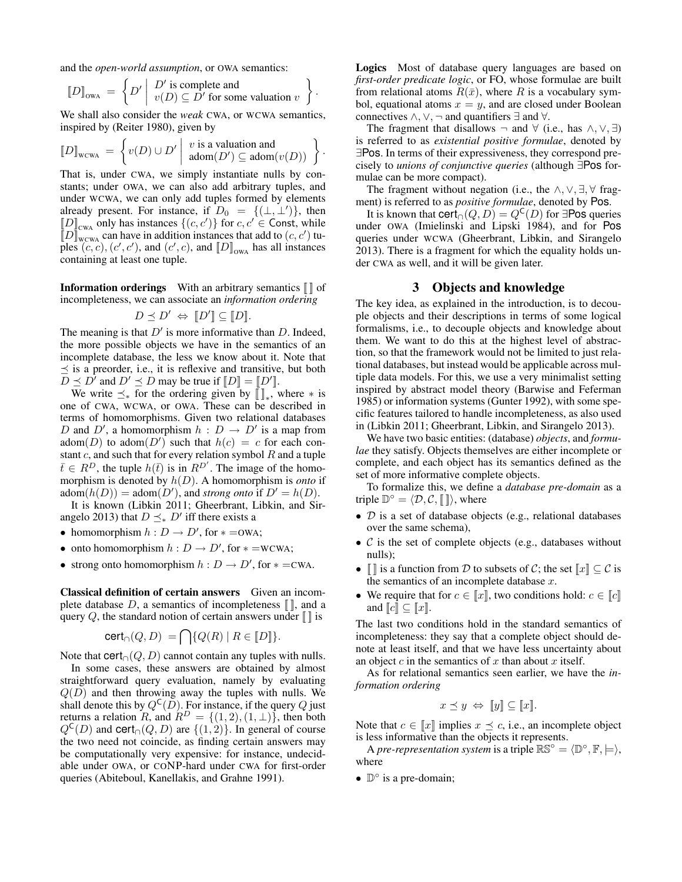and the *open-world assumption*, or OWA semantics:

$$[\![D]\!]_{\text{OWA}} = \left\{ D' \;\middle|\; \begin{array}{l} D' \text{ is complete and} \\ v(D) \subseteq D' \text{ for some valuation } v \end{array} \right\}.$$

We shall also consider the *weak* CWA, or WCWA semantics, inspired by (Reiter 1980), given by

$$[\![D]\!]_{\text{WCWA}} = \left\{ v(D) \cup D' \;\middle|\; \begin{array}{l} v \text{ is a valuation and} \\ \text{adom}(D') \subseteq \text{adom}(v(D)) \end{array} \right\}.$$

That is, under CWA, we simply instantiate nulls by constants; under OWA, we can also add arbitrary tuples, and under WCWA, we can only add tuples formed by elements already present. For instance, if $D_0 = \{(\bot, \bot')\}$, then $[\![D]\!]_{\text{CWA}}$ only has instances $\{(c, c')\}$ for $c, c' \in \text{Const}$, while $[\![D]\!]_{\text{WCWA}}$ can have in addition instances that add to $(c, c')$ tuples $(c, c)$, $(c', c')$, and $(c', c)$, and $[\![D]\!]_{\text{OWA}}$ has all instances containing at least one tuple.

**Information orderings** With an arbitrary semantics $[\![\,]\!]$ of incompleteness, we can associate an *information ordering*

$$D \preceq D' \;\Leftrightarrow\; [\![D']\!] \subseteq [\![D]\!].$$

The meaning is that $D'$ is more informative than $D$. Indeed, the more possible objects we have in the semantics of an incomplete database, the less we know about it. Note that $\preceq$ is a preorder, i.e., it is reflexive and transitive, but both $D \preceq D'$ and $D' \preceq D$ may be true if $[\![D]\!] = [\![D']\!]$.

We write $\preceq_*$ for the ordering given by $[\![\,]\!]_*$, where $*$ is one of CWA, WCWA, or OWA. These can be described in terms of homomorphisms. Given two relational databases $D$ and $D'$, a homomorphism $h : D \to D'$ is a map from $\text{adom}(D)$ to $\text{adom}(D')$ such that $h(c) = c$ for each constant $c$, and such that for every relation symbol $R$ and a tuple $\bar{t} \in R^D$, the tuple $h(\bar{t})$ is in $R^{D'}$. The image of the homomorphism is denoted by $h(D)$. A homomorphism is *onto* if $\text{adom}(h(D)) = \text{adom}(D')$, and *strong onto* if $D' = h(D)$.

It is known (Libkin 2011; Gheerbrant, Libkin, and Sirangelo 2013) that $D \preceq_* D'$ iff there exists a

- homomorphism $h : D \to D'$, for $* = $OWA;
- onto homomorphism $h : D \to D'$, for $* = $WCWA;
- strong onto homomorphism $h : D \to D'$, for $* = $CWA.

**Classical definition of certain answers** Given an incomplete database $D$, a semantics of incompleteness $[\![\,]\!]$, and a query $Q$, the standard notion of certain answers under $[\![\,]\!]$ is

$$\text{cert}_\cap(Q, D) = \bigcap \{Q(R) \mid R \in [\![D]\!]\}.$$

Note that $\text{cert}_\cap(Q, D)$ cannot contain any tuples with nulls.

In some cases, these answers are obtained by almost straightforward query evaluation, namely by evaluating $Q(D)$ and then throwing away the tuples with nulls. We shall denote this by $Q^{\mathsf{C}}(D)$. For instance, if the query $Q$ just returns a relation $R$, and $R^D = \{(1, 2), (1, \bot)\}$, then both $Q^{\mathsf{C}}(D)$ and $\text{cert}_\cap(Q, D)$ are $\{(1, 2)\}$. In general of course the two need not coincide, as finding certain answers may be computationally very expensive: for instance, undecidable under OWA, or CONP-hard under CWA for first-order queries (Abiteboul, Kanellakis, and Grahne 1991).

**Logics** Most of database query languages are based on *first-order predicate logic*, or FO, whose formulae are built from relational atoms $R(\bar{x})$, where $R$ is a vocabulary symbol, equational atoms $x = y$, and are closed under Boolean connectives $\wedge, \vee, \neg$ and quantifiers $\exists$ and $\forall$.

The fragment that disallows $\neg$ and $\forall$ (i.e., has $\wedge, \vee, \exists$) is referred to as *existential positive formulae*, denoted by $\exists\mathsf{Pos}$. In terms of their expressiveness, they correspond precisely to *unions of conjunctive queries* (although $\exists\mathsf{Pos}$ formulae can be more compact).

The fragment without negation (i.e., the $\wedge, \vee, \exists, \forall$ fragment) is referred to as *positive formulae*, denoted by $\mathsf{Pos}$.

It is known that $\text{cert}_\cap(Q, D) = Q^{\mathsf{C}}(D)$ for $\exists\mathsf{Pos}$ queries under OWA (Imielinski and Lipski 1984), and for $\mathsf{Pos}$ queries under WCWA (Gheerbrant, Libkin, and Sirangelo 2013). There is a fragment for which the equality holds under CWA as well, and it will be given later.

## 3 Objects and knowledge

The key idea, as explained in the introduction, is to decouple objects and their descriptions in terms of some logical formalisms, i.e., to decouple objects and knowledge about them. We want to do this at the highest level of abstraction, so that the framework would not be limited to just relational databases, but instead would be applicable across multiple data models. For this, we use a very minimalist setting inspired by abstract model theory (Barwise and Feferman 1985) or information systems (Gunter 1992), with some specific features tailored to handle incompleteness, as also used in (Libkin 2011; Gheerbrant, Libkin, and Sirangelo 2013).

We have two basic entities: (database) *objects*, and *formulae* they satisfy. Objects themselves are either incomplete or complete, and each object has its semantics defined as the set of more informative complete objects.

To formalize this, we define a *database pre-domain* as a triple $\mathbb{D}^\circ = \langle \mathcal{D}, \mathcal{C}, [\![\,]\!] \rangle$, where

- $\mathcal{D}$ is a set of database objects (e.g., relational databases over the same schema),
- $\mathcal{C}$ is the set of complete objects (e.g., databases without nulls);
- $[\![\,]\!]$ is a function from $\mathcal{D}$ to subsets of $\mathcal{C}$; the set $[\![x]\!] \subseteq \mathcal{C}$ is the semantics of an incomplete database $x$.
- We require that for $c \in [\![x]\!]$, two conditions hold: $c \in [\![c]\!]$ and $[\![c]\!] \subseteq [\![x]\!]$.

The last two conditions hold in the standard semantics of incompleteness: they say that a complete object should denote at least itself, and that we have less uncertainty about an object $c$ in the semantics of $x$ than about $x$ itself.

As for relational semantics seen earlier, we have the *information ordering*

$$x \preceq y \;\Leftrightarrow\; [\![y]\!] \subseteq [\![x]\!].$$

Note that $c \in [\![x]\!]$ implies $x \preceq c$, i.e., an incomplete object is less informative than the objects it represents.

A *pre-representation system* is a triple $\mathbb{RS}^\circ = \langle \mathbb{D}^\circ, \mathbb{F}, \models \rangle$, where

- $\mathbb{D}^\circ$ is a pre-domain;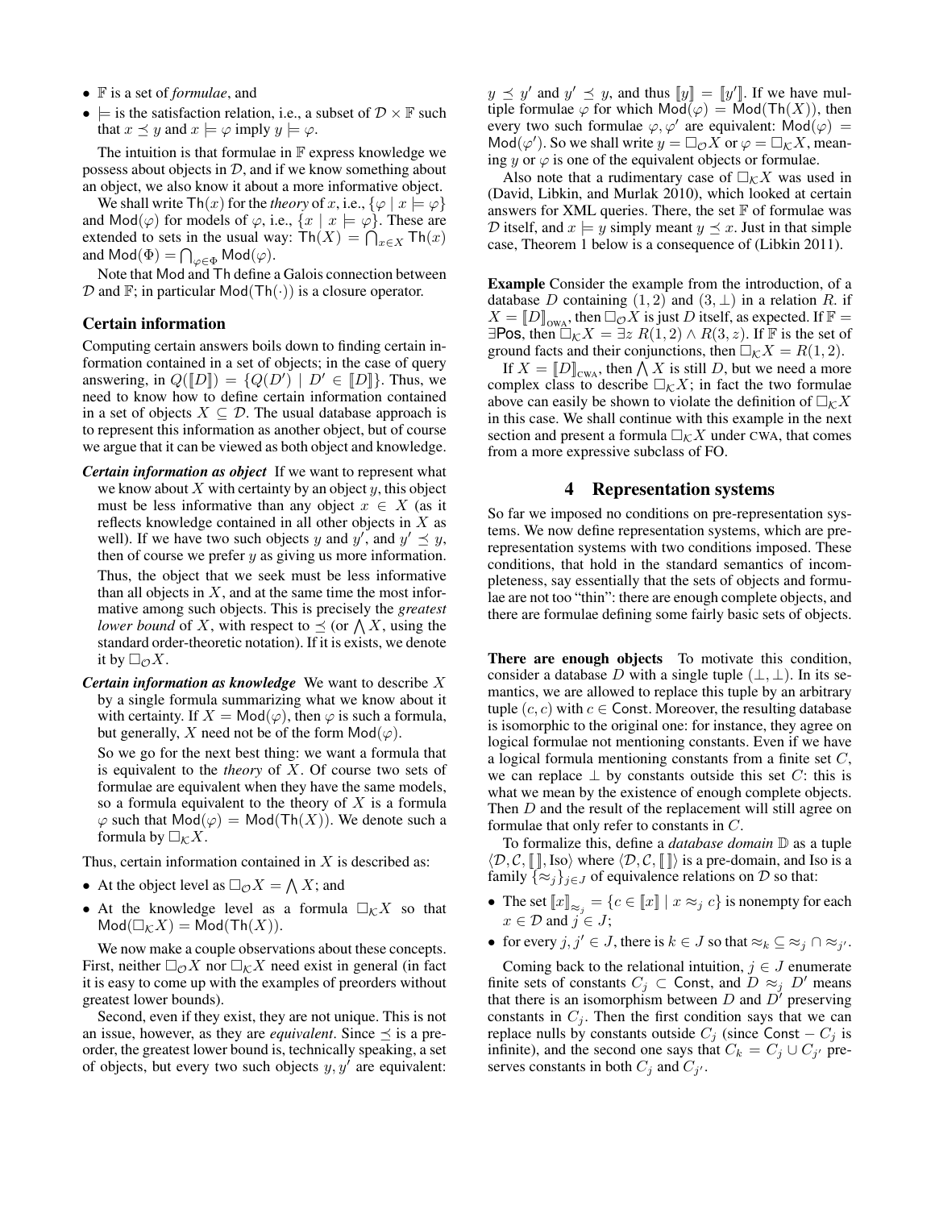- $\mathbb{F}$ is a set of *formulae*, and
- $\models$ is the satisfaction relation, i.e., a subset of $\mathcal{D} \times \mathbb{F}$ such that $x \preceq y$ and $x \models \varphi$ imply $y \models \varphi$.

The intuition is that formulae in $\mathbb{F}$ express knowledge we possess about objects in $\mathcal{D}$, and if we know something about an object, we also know it about a more informative object.

We shall write $\mathsf{Th}(x)$ for the *theory* of $x$, i.e., $\{\varphi \mid x \models \varphi\}$ and $\mathsf{Mod}(\varphi)$ for models of $\varphi$, i.e., $\{x \mid x \models \varphi\}$. These are extended to sets in the usual way: $\mathsf{Th}(X) = \bigcap_{x \in X} \mathsf{Th}(x)$ and $\mathsf{Mod}(\Phi) = \bigcap_{\varphi \in \Phi} \mathsf{Mod}(\varphi)$.

Note that Mod and Th define a Galois connection between $\mathcal{D}$ and $\mathbb{F}$; in particular $\mathsf{Mod}(\mathsf{Th}(\cdot))$ is a closure operator.

### Certain information

Computing certain answers boils down to finding certain information contained in a set of objects; in the case of query answering, in $Q([\![D]\!]) = \{Q(D') \mid D' \in [\![D]\!]\}$. Thus, we need to know how to define certain information contained in a set of objects $X \subseteq \mathcal{D}$. The usual database approach is to represent this information as another object, but of course we argue that it can be viewed as both object and knowledge.

***Certain information as object*** If we want to represent what we know about $X$ with certainty by an object $y$, this object must be less informative than any object $x \in X$ (as it reflects knowledge contained in all other objects in $X$ as well). If we have two such objects $y$ and $y'$, and $y' \preceq y$, then of course we prefer $y$ as giving us more information.

Thus, the object that we seek must be less informative than all objects in $X$, and at the same time the most informative among such objects. This is precisely the *greatest lower bound* of $X$, with respect to $\preceq$ (or $\bigwedge X$, using the standard order-theoretic notation). If it is exists, we denote it by $\Box_{\mathcal{O}} X$.

***Certain information as knowledge*** We want to describe $X$ by a single formula summarizing what we know about it with certainty. If $X = \mathsf{Mod}(\varphi)$, then $\varphi$ is such a formula, but generally, $X$ need not be of the form $\mathsf{Mod}(\varphi)$.

So we go for the next best thing: we want a formula that is equivalent to the *theory* of $X$. Of course two sets of formulae are equivalent when they have the same models, so a formula equivalent to the theory of $X$ is a formula $\varphi$ such that $\mathsf{Mod}(\varphi) = \mathsf{Mod}(\mathsf{Th}(X))$. We denote such a formula by $\Box_{\mathcal{K}} X$.

Thus, certain information contained in $X$ is described as:

- At the object level as $\Box_{\mathcal{O}} X = \bigwedge X$; and
- At the knowledge level as a formula $\Box_{\mathcal{K}} X$ so that $\mathsf{Mod}(\Box_{\mathcal{K}} X) = \mathsf{Mod}(\mathsf{Th}(X))$.

We now make a couple observations about these concepts. First, neither $\Box_{\mathcal{O}} X$ nor $\Box_{\mathcal{K}} X$ need exist in general (in fact it is easy to come up with the examples of preorders without greatest lower bounds).

Second, even if they exist, they are not unique. This is not an issue, however, as they are *equivalent*. Since $\preceq$ is a preorder, the greatest lower bound is, technically speaking, a set of objects, but every two such objects $y, y'$ are equivalent: $y \preceq y'$ and $y' \preceq y$, and thus $[\![y]\!] = [\![y']\!]$. If we have multiple formulae $\varphi$ for which $\mathsf{Mod}(\varphi) = \mathsf{Mod}(\mathsf{Th}(X))$, then every two such formulae $\varphi, \varphi'$ are equivalent: $\mathsf{Mod}(\varphi) = \mathsf{Mod}(\varphi')$. So we shall write $y = \Box_{\mathcal{O}} X$ or $\varphi = \Box_{\mathcal{K}} X$, meaning $y$ or $\varphi$ is one of the equivalent objects or formulae.

Also note that a rudimentary case of $\Box_{\mathcal{K}} X$ was used in (David, Libkin, and Murlak 2010), which looked at certain answers for XML queries. There, the set $\mathbb{F}$ of formulae was $\mathcal{D}$ itself, and $x \models y$ simply meant $y \preceq x$. Just in that simple case, Theorem 1 below is a consequence of (Libkin 2011).

**Example** Consider the example from the introduction, of a database $D$ containing $(1, 2)$ and $(3, \bot)$ in a relation $R$. if $X = [\![D]\!]_{\text{OWA}}$, then $\Box_{\mathcal{O}} X$ is just $D$ itself, as expected. If $\mathbb{F} = \exists\mathsf{Pos}$, then $\Box_{\mathcal{K}} X = \exists z\ R(1, 2) \wedge R(3, z)$. If $\mathbb{F}$ is the set of ground facts and their conjunctions, then $\Box_{\mathcal{K}} X = R(1, 2)$.

If $X = [\![D]\!]_{\text{CWA}}$, then $\bigwedge X$ is still $D$, but we need a more complex class to describe $\Box_{\mathcal{K}} X$; in fact the two formulae above can easily be shown to violate the definition of $\Box_{\mathcal{K}} X$ in this case. We shall continue with this example in the next section and present a formula $\Box_{\mathcal{K}} X$ under CWA, that comes from a more expressive subclass of FO.

## 4 Representation systems

So far we imposed no conditions on pre-representation systems. We now define representation systems, which are pre-representation systems with two conditions imposed. These conditions, that hold in the standard semantics of incompleteness, say essentially that the sets of objects and formulae are not too "thin": there are enough complete objects, and there are formulae defining some fairly basic sets of objects.

**There are enough objects** To motivate this condition, consider a database $D$ with a single tuple $(\bot, \bot)$. In its semantics, we are allowed to replace this tuple by an arbitrary tuple $(c, c)$ with $c \in \mathsf{Const}$. Moreover, the resulting database is isomorphic to the original one: for instance, they agree on logical formulae not mentioning constants. Even if we have a logical formula mentioning constants from a finite set $C$, we can replace $\bot$ by constants outside this set $C$: this is what we mean by the existence of enough complete objects. Then $D$ and the result of the replacement will still agree on formulae that only refer to constants in $C$.

To formalize this, define a *database domain* $\mathbb{D}$ as a tuple $\langle \mathcal{D}, \mathcal{C}, [\![\,]\!], \text{Iso} \rangle$ where $\langle \mathcal{D}, \mathcal{C}, [\![\,]\!] \rangle$ is a pre-domain, and Iso is a family $\{\approx_j\}_{j \in J}$ of equivalence relations on $\mathcal{D}$ so that:

- The set $[\![x]\!]_{\approx_j} = \{c \in [\![x]\!] \mid x \approx_j c\}$ is nonempty for each $x \in \mathcal{D}$ and $j \in J$;
- for every $j, j' \in J$, there is $k \in J$ so that $\approx_k \subseteq \approx_j \cap \approx_{j'}$.

Coming back to the relational intuition, $j \in J$ enumerate finite sets of constants $C_j \subset \mathsf{Const}$, and $D \approx_j D'$ means that there is an isomorphism between $D$ and $D'$ preserving constants in $C_j$. Then the first condition says that we can replace nulls by constants outside $C_j$ (since $\mathsf{Const} - C_j$ is infinite), and the second one says that $C_k = C_j \cup C_{j'}$ preserves constants in both $C_j$ and $C_{j'}$.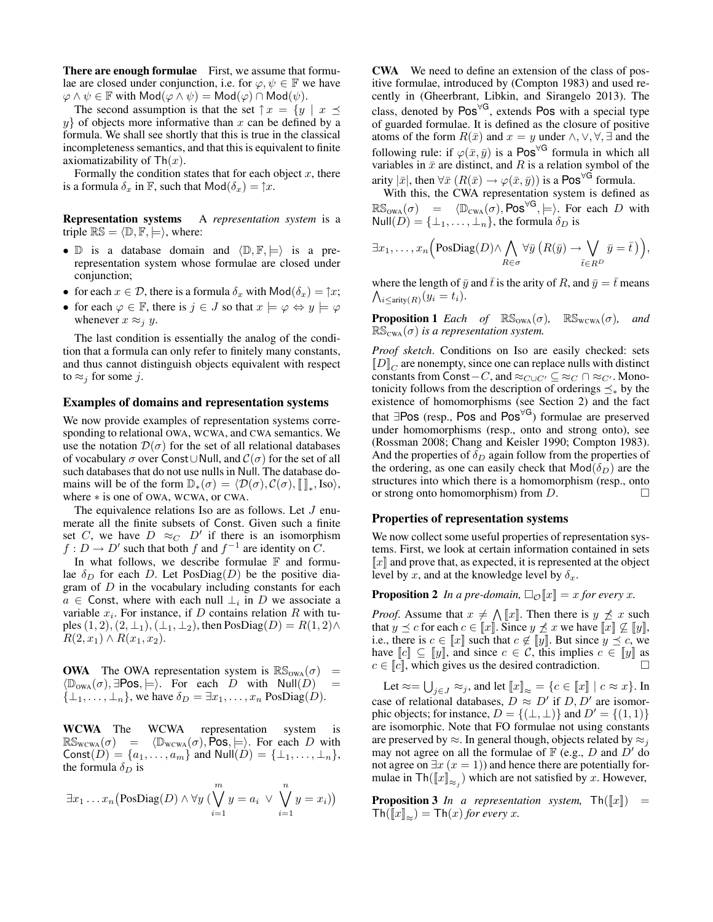**There are enough formulae** First, we assume that formulae are closed under conjunction, i.e. for $\varphi, \psi \in \mathbb{F}$ we have $\varphi \wedge \psi \in \mathbb{F}$ with $\mathsf{Mod}(\varphi \wedge \psi) = \mathsf{Mod}(\varphi) \cap \mathsf{Mod}(\psi)$.

The second assumption is that the set $\uparrow x = \{y \mid x \preceq y\}$ of objects more informative than $x$ can be defined by a formula. We shall see shortly that this is true in the classical incompleteness semantics, and that this is equivalent to finite axiomatizability of $\mathsf{Th}(x)$.

Formally the condition states that for each object $x$, there is a formula $\delta_x$ in $\mathbb{F}$, such that $\mathsf{Mod}(\delta_x) = \uparrow x$.

**Representation systems** A *representation system* is a triple $\mathbb{RS} = \langle \mathbb{D}, \mathbb{F}, \models \rangle$, where:

- $\mathbb{D}$ is a database domain and $\langle \mathbb{D}, \mathbb{F}, \models \rangle$ is a pre-representation system whose formulae are closed under conjunction;
- for each $x \in \mathcal{D}$, there is a formula $\delta_x$ with $\mathsf{Mod}(\delta_x) = \uparrow x$;
- for each $\varphi \in \mathbb{F}$, there is $j \in J$ so that $x \models \varphi \Leftrightarrow y \models \varphi$ whenever $x \approx_j y$.

The last condition is essentially the analog of the condition that a formula can only refer to finitely many constants, and thus cannot distinguish objects equivalent with respect to $\approx_j$ for some $j$.

## Examples of domains and representation systems

We now provide examples of representation systems corresponding to relational OWA, WCWA, and CWA semantics. We use the notation $\mathcal{D}(\sigma)$ for the set of all relational databases of vocabulary $\sigma$ over $\mathsf{Const} \cup \mathsf{Null}$, and $\mathcal{C}(\sigma)$ for the set of all such databases that do not use nulls in $\mathsf{Null}$. The database domains will be of the form $\mathbb{D}_*(\sigma) = \langle \mathcal{D}(\sigma), \mathcal{C}(\sigma), [\![\,]\!]_*, \mathrm{Iso} \rangle$, where $*$ is one of OWA, WCWA, or CWA.

The equivalence relations Iso are as follows. Let $J$ enumerate all the finite subsets of $\mathsf{Const}$. Given such a finite set $C$, we have $D \approx_C D'$ if there is an isomorphism $f : D \to D'$ such that both $f$ and $f^{-1}$ are identity on $C$.

In what follows, we describe formulae $\mathbb{F}$ and formulae $\delta_D$ for each $D$. Let $\mathrm{PosDiag}(D)$ be the positive diagram of $D$ in the vocabulary including constants for each $a \in \mathsf{Const}$, where with each null $\bot_i$ in $D$ we associate a variable $x_i$. For instance, if $D$ contains relation $R$ with tuples $(1,2), (2,\bot_1), (\bot_1,\bot_2)$, then $\mathrm{PosDiag}(D) = R(1,2) \wedge R(2,x_1) \wedge R(x_1,x_2)$.

**OWA** The OWA representation system is $\mathbb{RS}_{\text{OWA}}(\sigma) = \langle \mathbb{D}_{\text{OWA}}(\sigma), \exists\mathsf{Pos}, \models \rangle$. For each $D$ with $\mathsf{Null}(D) = \{\bot_1, \ldots, \bot_n\}$, we have $\delta_D = \exists x_1, \ldots, x_n\, \mathrm{PosDiag}(D)$.

**WCWA** The WCWA representation system is $\mathbb{RS}_{\text{WCWA}}(\sigma) = \langle \mathbb{D}_{\text{WCWA}}(\sigma), \mathsf{Pos}, \models \rangle$. For each $D$ with $\mathsf{Const}(D) = \{a_1, \ldots, a_m\}$ and $\mathsf{Null}(D) = \{\bot_1, \ldots, \bot_n\}$, the formula $\delta_D$ is

$$\exists x_1 \ldots x_n \big(\mathrm{PosDiag}(D) \wedge \forall y\, (\bigvee_{i=1}^{m} y = a_i \,\vee\, \bigvee_{i=1}^{n} y = x_i)\big)$$

**CWA** We need to define an extension of the class of positive formulae, introduced by (Compton 1983) and used recently in (Gheerbrant, Libkin, and Sirangelo 2013). The class, denoted by $\mathsf{Pos}^{\forall\mathsf{G}}$, extends $\mathsf{Pos}$ with a special type of guarded formulae. It is defined as the closure of positive atoms of the form $R(\bar{x})$ and $x = y$ under $\wedge, \vee, \forall, \exists$ and the following rule: if $\varphi(\bar{x}, \bar{y})$ is a $\mathsf{Pos}^{\forall\mathsf{G}}$ formula in which all variables in $\bar{x}$ are distinct, and $R$ is a relation symbol of the arity $|\bar{x}|$, then $\forall \bar{x}\, (R(\bar{x}) \to \varphi(\bar{x}, \bar{y}))$ is a $\mathsf{Pos}^{\forall\mathsf{G}}$ formula.

With this, the CWA representation system is defined as $\mathbb{RS}_{\text{OWA}}(\sigma) = \langle \mathbb{D}_{\text{CWA}}(\sigma), \mathsf{Pos}^{\forall\mathsf{G}}, \models \rangle$. For each $D$ with $\mathsf{Null}(D) = \{\bot_1, \ldots, \bot_n\}$, the formula $\delta_D$ is

$$\exists x_1, \ldots, x_n \Big(\mathrm{PosDiag}(D) \wedge \bigwedge_{R \in \sigma} \forall \bar{y}\, \big(R(\bar{y}) \to \bigvee_{\bar{t} \in R^D} \bar{y} = \bar{t}\,\big)\Big),$$

where the length of $\bar{y}$ and $\bar{t}$ is the arity of $R$, and $\bar{y} = \bar{t}$ means $\bigwedge_{i \leq \text{arity}(R)} (y_i = t_i)$.

**Proposition 1** *Each of* $\mathbb{RS}_{\text{OWA}}(\sigma)$*,* $\mathbb{RS}_{\text{WCWA}}(\sigma)$*, and* $\mathbb{RS}_{\text{CWA}}(\sigma)$ *is a representation system.*

*Proof sketch.* Conditions on Iso are easily checked: sets $[\![D]\!]_C$ are nonempty, since one can replace nulls with distinct constants from $\mathsf{Const} - C$, and $\approx_{C \cup C'} \subseteq \approx_C \cap \approx_{C'}$. Monotonicity follows from the description of orderings $\preceq_*$ by the existence of homomorphisms (see Section 2) and the fact that $\exists\mathsf{Pos}$ (resp., $\mathsf{Pos}$ and $\mathsf{Pos}^{\forall\mathsf{G}}$) formulae are preserved under homomorphisms (resp., onto and strong onto), see (Rossman 2008; Chang and Keisler 1990; Compton 1983). And the properties of $\delta_D$ again follow from the properties of the ordering, as one can easily check that $\mathsf{Mod}(\delta_D)$ are the structures into which there is a homomorphism (resp., onto or strong onto homomorphism) from $D$. $\square$

## Properties of representation systems

We now collect some useful properties of representation systems. First, we look at certain information contained in sets $[\![x]\!]$ and prove that, as expected, it is represented at the object level by $x$, and at the knowledge level by $\delta_x$.

**Proposition 2** *In a pre-domain,* $\Box_{\mathcal{O}}[\![x]\!] = x$ *for every* $x$.

*Proof.* Assume that $x \neq \bigwedge [\![x]\!]$. Then there is $y \not\preceq x$ such that $y \preceq c$ for each $c \in [\![x]\!]$. Since $y \not\preceq x$ we have $[\![x]\!] \not\subseteq [\![y]\!]$, i.e., there is $c \in [\![x]\!]$ such that $c \notin [\![y]\!]$. But since $y \preceq c$, we have $[\![c]\!] \subseteq [\![y]\!]$, and since $c \in \mathcal{C}$, this implies $c \in [\![y]\!]$ as $c \in [\![c]\!]$, which gives us the desired contradiction. $\square$

Let $\approx = \bigcup_{j \in J} \approx_j$, and let $[\![x]\!]_{\approx} = \{c \in [\![x]\!] \mid c \approx x\}$. In case of relational databases, $D \approx D'$ if $D, D'$ are isomorphic objects; for instance, $D = \{(\bot, \bot)\}$ and $D' = \{(1,1)\}$ are isomorphic. Note that FO formulae not using constants are preserved by $\approx$. In general though, objects related by $\approx_j$ may not agree on all the formulae of $\mathbb{F}$ (e.g., $D$ and $D'$ do not agree on $\exists x\, (x = 1)$) and hence there are potentially formulae in $\mathsf{Th}([\![x]\!]_{\approx_j})$ which are not satisfied by $x$. However,

**Proposition 3** *In a representation system,* $\mathsf{Th}([\![x]\!]) = \mathsf{Th}([\![x]\!]_{\approx}) = \mathsf{Th}(x)$ *for every* $x$.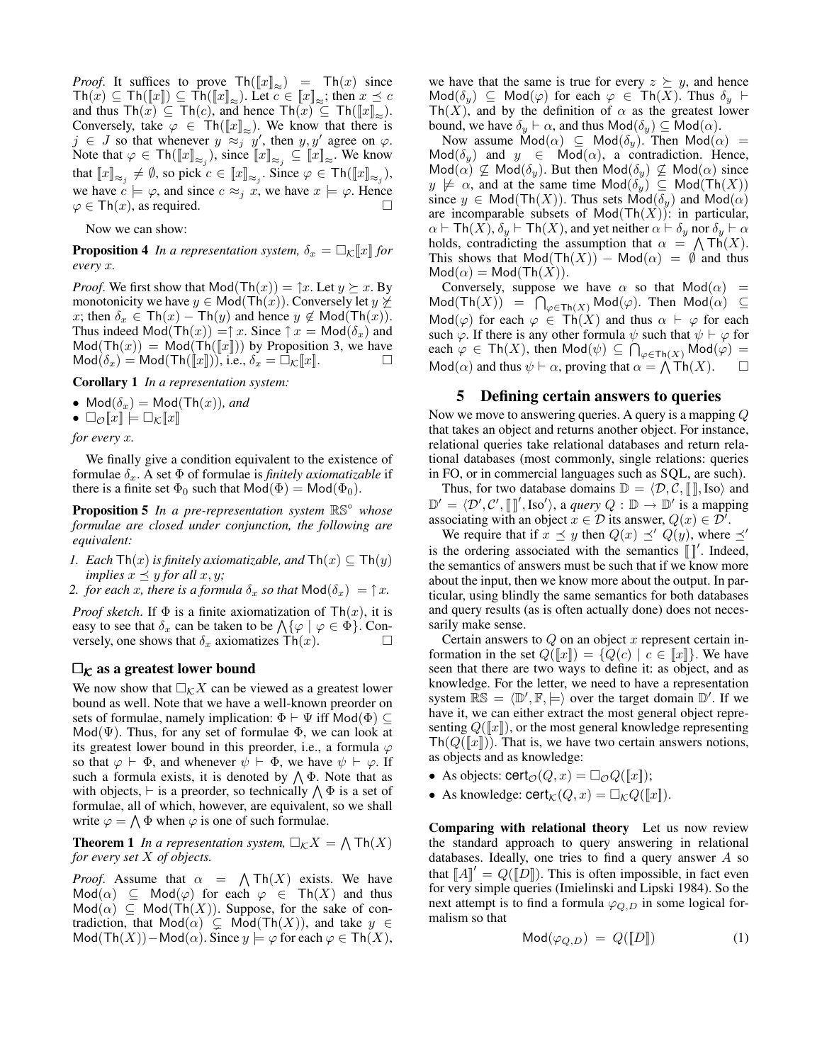*Proof*. It suffices to prove $\mathsf{Th}(\llbracket x \rrbracket_{\approx}) = \mathsf{Th}(x)$ since $\mathsf{Th}(x) \subseteq \mathsf{Th}(\llbracket x \rrbracket) \subseteq \mathsf{Th}(\llbracket x \rrbracket_{\approx})$. Let $c \in \llbracket x \rrbracket_{\approx}$; then $x \preceq c$ and thus $\mathsf{Th}(x) \subseteq \mathsf{Th}(c)$, and hence $\mathsf{Th}(x) \subseteq \mathsf{Th}(\llbracket x \rrbracket_{\approx})$. Conversely, take $\varphi \in \mathsf{Th}(\llbracket x \rrbracket_{\approx})$. We know that there is $j \in J$ so that whenever $y \approx_j y'$, then $y, y'$ agree on $\varphi$. Note that $\varphi \in \mathsf{Th}(\llbracket x \rrbracket_{\approx_j})$, since $\llbracket x \rrbracket_{\approx_j} \subseteq \llbracket x \rrbracket_{\approx}$. We know that $\llbracket x \rrbracket_{\approx_j} \neq \emptyset$, so pick $c \in \llbracket x \rrbracket_{\approx_j}$. Since $\varphi \in \mathsf{Th}(\llbracket x \rrbracket_{\approx_j})$, we have $c \models \varphi$, and since $c \approx_j x$, we have $x \models \varphi$. Hence $\varphi \in \mathsf{Th}(x)$, as required. □

Now we can show:

**Proposition 4** *In a representation system, $\delta_x = \Box_{\mathcal{K}} \llbracket x \rrbracket$ for every $x$.*

*Proof.* We first show that $\mathsf{Mod}(\mathsf{Th}(x)) = \uparrow x$. Let $y \succeq x$. By monotonicity we have $y \in \mathsf{Mod}(\mathsf{Th}(x))$. Conversely let $y \not\succeq x$; then $\delta_x \in \mathsf{Th}(x) - \mathsf{Th}(y)$ and hence $y \notin \mathsf{Mod}(\mathsf{Th}(x))$. Thus indeed $\mathsf{Mod}(\mathsf{Th}(x)) = \uparrow x$. Since $\uparrow x = \mathsf{Mod}(\delta_x)$ and $\mathsf{Mod}(\mathsf{Th}(x)) = \mathsf{Mod}(\mathsf{Th}(\llbracket x \rrbracket))$ by Proposition 3, we have $\mathsf{Mod}(\delta_x) = \mathsf{Mod}(\mathsf{Th}(\llbracket x \rrbracket))$, i.e., $\delta_x = \Box_{\mathcal{K}} \llbracket x \rrbracket$. □

**Corollary 1** *In a representation system:*

- $\mathsf{Mod}(\delta_x) = \mathsf{Mod}(\mathsf{Th}(x))$*, and*
- $\Box_{\mathcal{O}} \llbracket x \rrbracket \models \Box_{\mathcal{K}} \llbracket x \rrbracket$

*for every $x$.*

We finally give a condition equivalent to the existence of formulae $\delta_x$. A set $\Phi$ of formulae is *finitely axiomatizable* if there is a finite set $\Phi_0$ such that $\mathsf{Mod}(\Phi) = \mathsf{Mod}(\Phi_0)$.

**Proposition 5** *In a pre-representation system $\mathbb{RS}^\circ$ whose formulae are closed under conjunction, the following are equivalent:*

1. *Each $\mathsf{Th}(x)$ is finitely axiomatizable, and $\mathsf{Th}(x) \subseteq \mathsf{Th}(y)$ implies $x \preceq y$ for all $x, y$;*
2. *for each $x$, there is a formula $\delta_x$ so that $\mathsf{Mod}(\delta_x) = \uparrow x$.*

*Proof sketch*. If $\Phi$ is a finite axiomatization of $\mathsf{Th}(x)$, it is easy to see that $\delta_x$ can be taken to be $\bigwedge\{\varphi \mid \varphi \in \Phi\}$. Conversely, one shows that $\delta_x$ axiomatizes $\mathsf{Th}(x)$. □

### $\Box_{\mathcal{K}}$ as a greatest lower bound

We now show that $\Box_{\mathcal{K}} X$ can be viewed as a greatest lower bound as well. Note that we have a well-known preorder on sets of formulae, namely implication: $\Phi \vdash \Psi$ iff $\mathsf{Mod}(\Phi) \subseteq \mathsf{Mod}(\Psi)$. Thus, for any set of formulae $\Phi$, we can look at its greatest lower bound in this preorder, i.e., a formula $\varphi$ so that $\varphi \vdash \Phi$, and whenever $\psi \vdash \Phi$, we have $\psi \vdash \varphi$. If such a formula exists, it is denoted by $\bigwedge \Phi$. Note that as with objects, $\vdash$ is a preorder, so technically $\bigwedge \Phi$ is a set of formulae, all of which, however, are equivalent, so we shall write $\varphi = \bigwedge \Phi$ when $\varphi$ is one of such formulae.

**Theorem 1** *In a representation system, $\Box_{\mathcal{K}} X = \bigwedge \mathsf{Th}(X)$ for every set $X$ of objects.*

*Proof.* Assume that $\alpha = \bigwedge \mathsf{Th}(X)$ exists. We have $\mathsf{Mod}(\alpha) \subseteq \mathsf{Mod}(\varphi)$ for each $\varphi \in \mathsf{Th}(X)$ and thus $\mathsf{Mod}(\alpha) \subseteq \mathsf{Mod}(\mathsf{Th}(X))$. Suppose, for the sake of contradiction, that $\mathsf{Mod}(\alpha) \subsetneq \mathsf{Mod}(\mathsf{Th}(X))$, and take $y \in \mathsf{Mod}(\mathsf{Th}(X)) - \mathsf{Mod}(\alpha)$. Since $y \models \varphi$ for each $\varphi \in \mathsf{Th}(X)$, we have that the same is true for every $z \succeq y$, and hence $\mathsf{Mod}(\delta_y) \subseteq \mathsf{Mod}(\varphi)$ for each $\varphi \in \mathsf{Th}(X)$. Thus $\delta_y \vdash \mathsf{Th}(X)$, and by the definition of $\alpha$ as the greatest lower bound, we have $\delta_y \vdash \alpha$, and thus $\mathsf{Mod}(\delta_y) \subseteq \mathsf{Mod}(\alpha)$.

Now assume $\mathsf{Mod}(\alpha) \subseteq \mathsf{Mod}(\delta_y)$. Then $\mathsf{Mod}(\alpha) = \mathsf{Mod}(\delta_y)$ and $y \in \mathsf{Mod}(\alpha)$, a contradiction. Hence, $\mathsf{Mod}(\alpha) \not\subseteq \mathsf{Mod}(\delta_y)$. But then $\mathsf{Mod}(\delta_y) \not\subseteq \mathsf{Mod}(\alpha)$ since $y \not\models \alpha$, and at the same time $\mathsf{Mod}(\delta_y) \subseteq \mathsf{Mod}(\mathsf{Th}(X))$ since $y \in \mathsf{Mod}(\mathsf{Th}(X))$. Thus sets $\mathsf{Mod}(\delta_y)$ and $\mathsf{Mod}(\alpha)$ are incomparable subsets of $\mathsf{Mod}(\mathsf{Th}(X))$: in particular, $\alpha \vdash \mathsf{Th}(X)$, $\delta_y \vdash \mathsf{Th}(X)$, and yet neither $\alpha \vdash \delta_y$ nor $\delta_y \vdash \alpha$ holds, contradicting the assumption that $\alpha = \bigwedge \mathsf{Th}(X)$. This shows that $\mathsf{Mod}(\mathsf{Th}(X)) - \mathsf{Mod}(\alpha) = \emptyset$ and thus $\mathsf{Mod}(\alpha) = \mathsf{Mod}(\mathsf{Th}(X))$.

Conversely, suppose we have $\alpha$ so that $\mathsf{Mod}(\alpha) = \mathsf{Mod}(\mathsf{Th}(X)) = \bigcap_{\varphi \in \mathsf{Th}(X)} \mathsf{Mod}(\varphi)$. Then $\mathsf{Mod}(\alpha) \subseteq \mathsf{Mod}(\varphi)$ for each $\varphi \in \mathsf{Th}(X)$ and thus $\alpha \vdash \varphi$ for each such $\varphi$. If there is any other formula $\psi$ such that $\psi \vdash \varphi$ for each $\varphi \in \mathsf{Th}(X)$, then $\mathsf{Mod}(\psi) \subseteq \bigcap_{\varphi \in \mathsf{Th}(X)} \mathsf{Mod}(\varphi) = \mathsf{Mod}(\alpha)$ and thus $\psi \vdash \alpha$, proving that $\alpha = \bigwedge \mathsf{Th}(X)$. □

## 5 Defining certain answers to queries

Now we move to answering queries. A query is a mapping $Q$ that takes an object and returns another object. For instance, relational queries take relational databases and return relational databases (most commonly, single relations: queries in FO, or in commercial languages such as SQL, are such).

Thus, for two database domains $\mathbb{D} = \langle \mathcal{D}, \mathcal{C}, \llbracket\,\rrbracket, \mathrm{Iso} \rangle$ and $\mathbb{D}' = \langle \mathcal{D}', \mathcal{C}', \llbracket\,\rrbracket', \mathrm{Iso}' \rangle$, a *query* $Q : \mathbb{D} \to \mathbb{D}'$ is a mapping associating with an object $x \in \mathcal{D}$ its answer, $Q(x) \in \mathcal{D}'$.

We require that if $x \preceq y$ then $Q(x) \preceq' Q(y)$, where $\preceq'$ is the ordering associated with the semantics $\llbracket\,\rrbracket'$. Indeed, the semantics of answers must be such that if we know more about the input, then we know more about the output. In particular, using blindly the same semantics for both databases and query results (as is often actually done) does not necessarily make sense.

Certain answers to $Q$ on an object $x$ represent certain information in the set $Q(\llbracket x \rrbracket) = \{Q(c) \mid c \in \llbracket x \rrbracket\}$. We have seen that there are two ways to define it: as object, and as knowledge. For the letter, we need to have a representation system $\mathbb{RS} = \langle \mathbb{D}', \mathbb{F}, \models \rangle$ over the target domain $\mathbb{D}'$. If we have it, we can either extract the most general object representing $Q(\llbracket x \rrbracket)$, or the most general knowledge representing $\mathsf{Th}(Q(\llbracket x \rrbracket))$. That is, we have two certain answers notions, as objects and as knowledge:

- As objects: $\mathsf{cert}_{\mathcal{O}}(Q, x) = \Box_{\mathcal{O}} Q(\llbracket x \rrbracket)$;
- As knowledge: $\mathsf{cert}_{\mathcal{K}}(Q, x) = \Box_{\mathcal{K}} Q(\llbracket x \rrbracket)$.

**Comparing with relational theory** Let us now review the standard approach to query answering in relational databases. Ideally, one tries to find a query answer $A$ so that $\llbracket A \rrbracket' = Q(\llbracket D \rrbracket)$. This is often impossible, in fact even for very simple queries (Imielinski and Lipski 1984). So the next attempt is to find a formula $\varphi_{Q,D}$ in some logical formalism so that

$$\mathsf{Mod}(\varphi_{Q,D}) = Q(\llbracket D \rrbracket) \tag{1}$$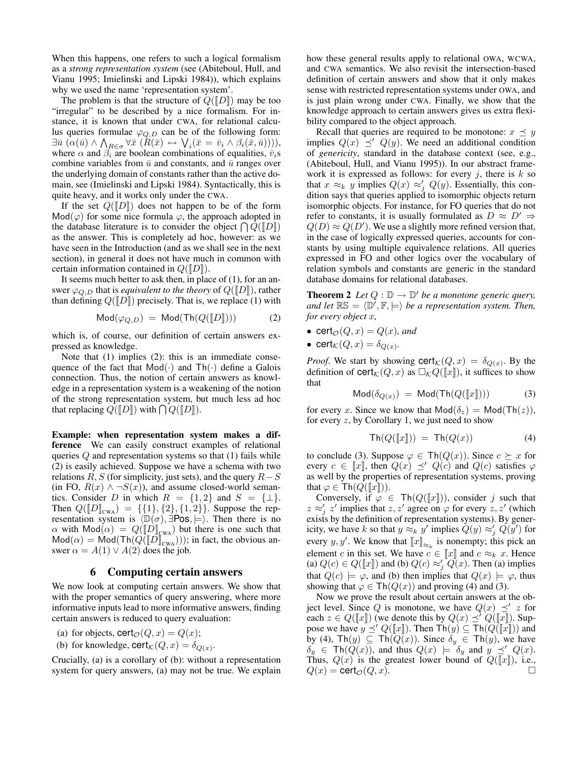When this happens, one refers to such a logical formalism as a *strong representation system* (see (Abiteboul, Hull, and Vianu 1995; Imielinski and Lipski 1984)), which explains why we used the name 'representation system'.

The problem is that the structure of $Q([\![D]\!])$ may be too "irregular" to be described by a nice formalism. For instance, it is known that under CWA, for relational calculus queries formulae $\varphi_{Q,D}$ can be of the following form: $\exists \bar{u}\ (\alpha(\bar{u}) \wedge \bigwedge_{R\in\sigma} \forall \bar{x}\ (R(\bar{x}) \leftrightarrow \bigvee_i (\bar{x} = \bar{v}_i \wedge \beta_i(\bar{x}, \bar{u}))))$, where $\alpha$ and $\beta_i$ are boolean combinations of equalities, $\bar{v}_i$s combine variables from $\bar{u}$ and constants, and $\bar{u}$ ranges over the underlying domain of constants rather than the active domain, see (Imielinski and Lipski 1984). Syntactically, this is quite heavy, and it works only under the CWA.

If the set $Q([\![D]\!])$ does not happen to be of the form $\mathsf{Mod}(\varphi)$ for some nice formula $\varphi$, the approach adopted in the database literature is to consider the object $\bigcap Q([\![D]\!])$ as the answer. This is completely ad hoc, however: as we have seen in the Introduction (and as we shall see in the next section), in general it does not have much in common with certain information contained in $Q([\![D]\!])$.

It seems much better to ask then, in place of (1), for an answer $\varphi_{Q,D}$ that is *equivalent to the theory* of $Q([\![D]\!])$, rather than defining $Q([\![D]\!])$ precisely. That is, we replace (1) with

$$\mathsf{Mod}(\varphi_{Q,D}) \;=\; \mathsf{Mod}(\mathsf{Th}(Q([\![D]\!]))) \qquad (2)$$

which is, of course, our definition of certain answers expressed as knowledge.

Note that (1) implies (2): this is an immediate consequence of the fact that $\mathsf{Mod}(\cdot)$ and $\mathsf{Th}(\cdot)$ define a Galois connection. Thus, the notion of certain answers as knowledge in a representation system is a weakening of the notion of the strong representation system, but much less ad hoc that replacing $Q([\![D]\!])$ with $\bigcap Q([\![D]\!])$.

**Example: when representation system makes a difference** We can easily construct examples of relational queries $Q$ and representation systems so that (1) fails while (2) is easily achieved. Suppose we have a schema with two relations $R, S$ (for simplicity, just sets), and the query $R - S$ (in FO, $R(x) \wedge \neg S(x)$), and assume closed-world semantics. Consider $D$ in which $R = \{1, 2\}$ and $S = \{\bot\}$. Then $Q([\![D]\!]_{\text{CWA}}) = \{\{1\}, \{2\}, \{1, 2\}\}$. Suppose the representation system is $\langle \mathbb{D}(\sigma), \exists\mathsf{Pos}, \models \rangle$. Then there is no $\alpha$ with $\mathsf{Mod}(\alpha) = Q([\![D]\!]_{\text{CWA}})$ but there is one such that $\mathsf{Mod}(\alpha) = \mathsf{Mod}(\mathsf{Th}(Q([\![D]\!]_{\text{CWA}})))$; in fact, the obvious answer $\alpha = A(1) \vee A(2)$ does the job.

## 6 Computing certain answers

We now look at computing certain answers. We show that with the proper semantics of query answering, where more informative inputs lead to more informative answers, finding certain answers is reduced to query evaluation:

(a) for objects, $\mathsf{cert}_{\mathcal{O}}(Q, x) = Q(x)$;

(b) for knowledge, $\mathsf{cert}_{\mathcal{K}}(Q, x) = \delta_{Q(x)}$.

Crucially, (a) is a corollary of (b): without a representation system for query answers, (a) may not be true. We explain how these general results apply to relational OWA, WCWA, and CWA semantics. We also revisit the intersection-based definition of certain answers and show that it only makes sense with restricted representation systems under OWA, and is just plain wrong under CWA. Finally, we show that the knowledge approach to certain answers gives us extra flexibility compared to the object approach.

Recall that queries are required to be monotone: $x \preceq y$ implies $Q(x) \preceq' Q(y)$. We need an additional condition of *genericity*, standard in the database context (see, e.g., (Abiteboul, Hull, and Vianu 1995)). In our abstract framework it is expressed as follows: for every $j$, there is $k$ so that $x \approx_k y$ implies $Q(x) \approx'_j Q(y)$. Essentially, this condition says that queries applied to isomorphic objects return isomorphic objects. For instance, for FO queries that do not refer to constants, it is usually formulated as $D \approx D' \Rightarrow Q(D) \approx Q(D')$. We use a slightly more refined version that, in the case of logically expressed queries, accounts for constants by using multiple equivalence relations. All queries expressed in FO and other logics over the vocabulary of relation symbols and constants are generic in the standard database domains for relational databases.

**Theorem 2** *Let $Q : \mathbb{D} \to \mathbb{D}'$ be a monotone generic query, and let $\mathbb{RS} = \langle \mathbb{D}', \mathbb{F}, \models \rangle$ be a representation system. Then, for every object $x$,*

- $\mathsf{cert}_{\mathcal{O}}(Q, x) = Q(x)$*, and*
- $\mathsf{cert}_{\mathcal{K}}(Q, x) = \delta_{Q(x)}$.

*Proof.* We start by showing $\mathsf{cert}_{\mathcal{K}}(Q, x) = \delta_{Q(x)}$. By the definition of $\mathsf{cert}_{\mathcal{K}}(Q, x)$ as $\Box_{\mathcal{K}} Q([\![x]\!])$, it suffices to show that

$$\mathsf{Mod}(\delta_{Q(x)}) \;=\; \mathsf{Mod}(\mathsf{Th}(Q([\![x]\!]))) \qquad (3)$$

for every $x$. Since we know that $\mathsf{Mod}(\delta_z) = \mathsf{Mod}(\mathsf{Th}(z))$, for every $z$, by Corollary 1, we just need to show

$$\mathsf{Th}(Q([\![x]\!])) \;=\; \mathsf{Th}(Q(x)) \qquad (4)$$

to conclude (3). Suppose $\varphi \in \mathsf{Th}(Q(x))$. Since $c \succeq x$ for every $c \in [\![x]\!]$, then $Q(x) \preceq' Q(c)$ and $Q(c)$ satisfies $\varphi$ as well by the properties of representation systems, proving that $\varphi \in \mathsf{Th}(Q([\![x]\!]))$.

Conversely, if $\varphi \in \mathsf{Th}(Q([\![x]\!]))$, consider $j$ such that $z \approx'_j z'$ implies that $z, z'$ agree on $\varphi$ for every $z, z'$ (which exists by the definition of representation systems). By genericity, we have $k$ so that $y \approx_k y'$ implies $Q(y) \approx'_j Q(y')$ for every $y, y'$. We know that $[\![x]\!]_{\approx_k}$ is nonempty; this pick an element $c$ in this set. We have $c \in [\![x]\!]$ and $c \approx_k x$. Hence (a) $Q(c) \in Q([\![x]\!])$ and (b) $Q(c) \approx'_j Q(x)$. Then (a) implies that $Q(c) \models \varphi$, and (b) then implies that $Q(x) \models \varphi$, thus showing that $\varphi \in \mathsf{Th}(Q(x))$ and proving (4) and (3).

Now we prove the result about certain answers at the object level. Since $Q$ is monotone, we have $Q(x) \preceq' z$ for each $z \in Q([\![x]\!])$ (we denote this by $Q(x) \preceq' Q([\![x]\!])$). Suppose we have $y \preceq' Q([\![x]\!])$. Then $\mathsf{Th}(y) \subseteq \mathsf{Th}(Q([\![x]\!]))$ and by (4), $\mathsf{Th}(y) \subseteq \mathsf{Th}(Q(x))$. Since $\delta_y \in \mathsf{Th}(y)$, we have $\delta_y \in \mathsf{Th}(Q(x))$, and thus $Q(x) \models \delta_y$ and $y \preceq' Q(x)$. Thus, $Q(x)$ is the greatest lower bound of $Q([\![x]\!])$, i.e., $Q(x) = \mathsf{cert}_{\mathcal{O}}(Q, x)$. $\square$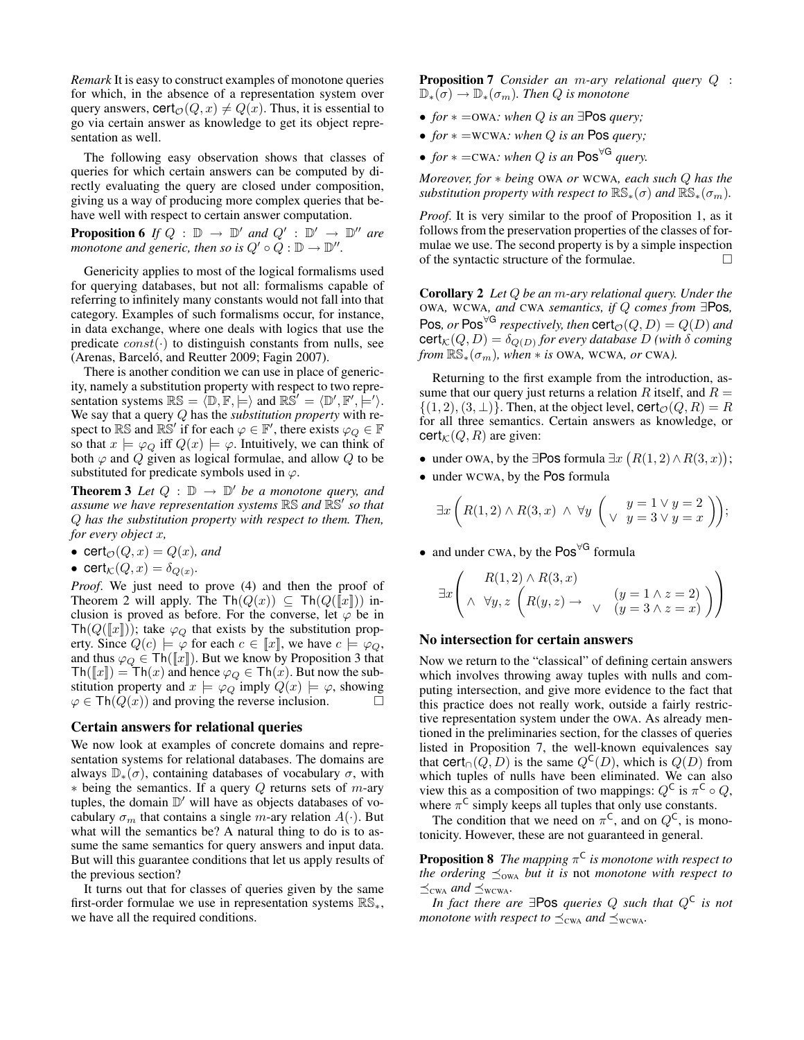*Remark* It is easy to construct examples of monotone queries for which, in the absence of a representation system over query answers, $\mathsf{cert}_{\mathcal{O}}(Q, x) \neq Q(x)$. Thus, it is essential to go via certain answer as knowledge to get its object representation as well.

The following easy observation shows that classes of queries for which certain answers can be computed by directly evaluating the query are closed under composition, giving us a way of producing more complex queries that behave well with respect to certain answer computation.

**Proposition 6** *If $Q : \mathbb{D} \to \mathbb{D}'$ and $Q' : \mathbb{D}' \to \mathbb{D}''$ are monotone and generic, then so is $Q' \circ Q : \mathbb{D} \to \mathbb{D}''$.*

Genericity applies to most of the logical formalisms used for querying databases, but not all: formalisms capable of referring to infinitely many constants would not fall into that category. Examples of such formalisms occur, for instance, in data exchange, where one deals with logics that use the predicate $const(\cdot)$ to distinguish constants from nulls, see (Arenas, Barceló, and Reutter 2009; Fagin 2007).

There is another condition we can use in place of genericity, namely a substitution property with respect to two representation systems $\mathbb{RS} = \langle \mathbb{D}, \mathbb{F}, \models \rangle$ and $\mathbb{RS}' = \langle \mathbb{D}', \mathbb{F}', \models' \rangle$. We say that a query $Q$ has the *substitution property* with respect to $\mathbb{RS}$ and $\mathbb{RS}'$ if for each $\varphi \in \mathbb{F}'$, there exists $\varphi_Q \in \mathbb{F}$ so that $x \models \varphi_Q$ iff $Q(x) \models \varphi$. Intuitively, we can think of both $\varphi$ and $Q$ given as logical formulae, and allow $Q$ to be substituted for predicate symbols used in $\varphi$.

**Theorem 3** *Let $Q : \mathbb{D} \to \mathbb{D}'$ be a monotone query, and assume we have representation systems $\mathbb{RS}$ and $\mathbb{RS}'$ so that $Q$ has the substitution property with respect to them. Then, for every object $x$,*

- $\mathsf{cert}_{\mathcal{O}}(Q, x) = Q(x)$*, and*
- $\mathsf{cert}_{\mathcal{K}}(Q, x) = \delta_{Q(x)}$.

*Proof.* We just need to prove (4) and then the proof of Theorem 2 will apply. The $\mathsf{Th}(Q(x)) \subseteq \mathsf{Th}(Q([\![x]\!]))$ inclusion is proved as before. For the converse, let $\varphi$ be in $\mathsf{Th}(Q([\![x]\!]))$; take $\varphi_Q$ that exists by the substitution property. Since $Q(c) \models \varphi$ for each $c \in [\![x]\!]$, we have $c \models \varphi_Q$, and thus $\varphi_Q \in \mathsf{Th}([\![x]\!])$. But we know by Proposition 3 that $\mathsf{Th}([\![x]\!]) = \mathsf{Th}(x)$ and hence $\varphi_Q \in \mathsf{Th}(x)$. But now the substitution property and $x \models \varphi_Q$ imply $Q(x) \models \varphi$, showing $\varphi \in \mathsf{Th}(Q(x))$ and proving the reverse inclusion. □

## Certain answers for relational queries

We now look at examples of concrete domains and representation systems for relational databases. The domains are always $\mathbb{D}_*(\sigma)$, containing databases of vocabulary $\sigma$, with $*$ being the semantics. If a query $Q$ returns sets of $m$-ary tuples, the domain $\mathbb{D}'$ will have as objects databases of vocabulary $\sigma_m$ that contains a single $m$-ary relation $A(\cdot)$. But what will the semantics be? A natural thing to do is to assume the same semantics for query answers and input data. But will this guarantee conditions that let us apply results of the previous section?

It turns out that for classes of queries given by the same first-order formulae we use in representation systems $\mathbb{RS}_*$, we have all the required conditions.

**Proposition 7** *Consider an $m$-ary relational query $Q$ : $\mathbb{D}_*(\sigma) \to \mathbb{D}_*(\sigma_m)$. Then $Q$ is monotone*

- *for $*$ =OWA: when $Q$ is an $\exists\mathsf{Pos}$ query;*
- *for $*$ =WCWA: when $Q$ is an $\mathsf{Pos}$ query;*
- *for $*$ =CWA: when $Q$ is an $\mathsf{Pos}^{\forall\mathsf{G}}$ query.*

*Moreover, for $*$ being OWA or WCWA, each such $Q$ has the substitution property with respect to $\mathbb{RS}_*(\sigma)$ and $\mathbb{RS}_*(\sigma_m)$.*

*Proof.* It is very similar to the proof of Proposition 1, as it follows from the preservation properties of the classes of formulae we use. The second property is by a simple inspection of the syntactic structure of the formulae. □

**Corollary 2** *Let $Q$ be an $m$-ary relational query. Under the OWA, WCWA, and CWA semantics, if $Q$ comes from $\exists\mathsf{Pos}$, $\mathsf{Pos}$, or $\mathsf{Pos}^{\forall\mathsf{G}}$ respectively, then $\mathsf{cert}_{\mathcal{O}}(Q, D) = Q(D)$ and $\mathsf{cert}_{\mathcal{K}}(Q, D) = \delta_{Q(D)}$ for every database $D$ (with $\delta$ coming from $\mathbb{RS}_*(\sigma_m)$, when $*$ is OWA, WCWA, or CWA).*

Returning to the first example from the introduction, assume that our query just returns a relation $R$ itself, and $R = \{(1, 2), (3, \bot)\}$. Then, at the object level, $\mathsf{cert}_{\mathcal{O}}(Q, R) = R$ for all three semantics. Certain answers as knowledge, or $\mathsf{cert}_{\mathcal{K}}(Q, R)$ are given:

- under OWA, by the $\exists\mathsf{Pos}$ formula $\exists x \left( R(1, 2) \wedge R(3, x) \right)$;
- under WCWA, by the $\mathsf{Pos}$ formula

$$\exists x \left( R(1,2) \wedge R(3,x) \ \wedge \ \forall y \left( \begin{array}{c} y = 1 \vee y = 2 \\ \vee \ \ y = 3 \vee y = x \end{array} \right) \right);$$

- and under CWA, by the $\mathsf{Pos}^{\forall\mathsf{G}}$ formula

$$\exists x \left( \begin{array}{c} R(1,2) \wedge R(3,x) \\ \wedge \ \ \forall y, z \left( R(y,z) \to \begin{array}{c} (y = 1 \wedge z = 2) \\ \vee \ \ (y = 3 \wedge z = x) \end{array} \right) \end{array} \right)$$

## No intersection for certain answers

Now we return to the "classical" of defining certain answers which involves throwing away tuples with nulls and computing intersection, and give more evidence to the fact that this practice does not really work, outside a fairly restrictive representation system under the OWA. As already mentioned in the preliminaries section, for the classes of queries listed in Proposition 7, the well-known equivalences say that $\mathsf{cert}_{\cap}(Q, D)$ is the same $Q^{\mathsf{C}}(D)$, which is $Q(D)$ from which tuples of nulls have been eliminated. We can also view this as a composition of two mappings: $Q^{\mathsf{C}}$ is $\pi^{\mathsf{C}} \circ Q$, where $\pi^{\mathsf{C}}$ simply keeps all tuples that only use constants.

The condition that we need on $\pi^{\mathsf{C}}$, and on $Q^{\mathsf{C}}$, is monotonicity. However, these are not guaranteed in general.

**Proposition 8** *The mapping $\pi^{\mathsf{C}}$ is monotone with respect to the ordering $\preceq_{\text{OWA}}$ but it is* not *monotone with respect to $\preceq_{\text{CWA}}$ and $\preceq_{\text{WCWA}}$.*

*In fact there are $\exists\mathsf{Pos}$ queries $Q$ such that $Q^{\mathsf{C}}$ is not monotone with respect to $\preceq_{\text{CWA}}$ and $\preceq_{\text{WCWA}}$.*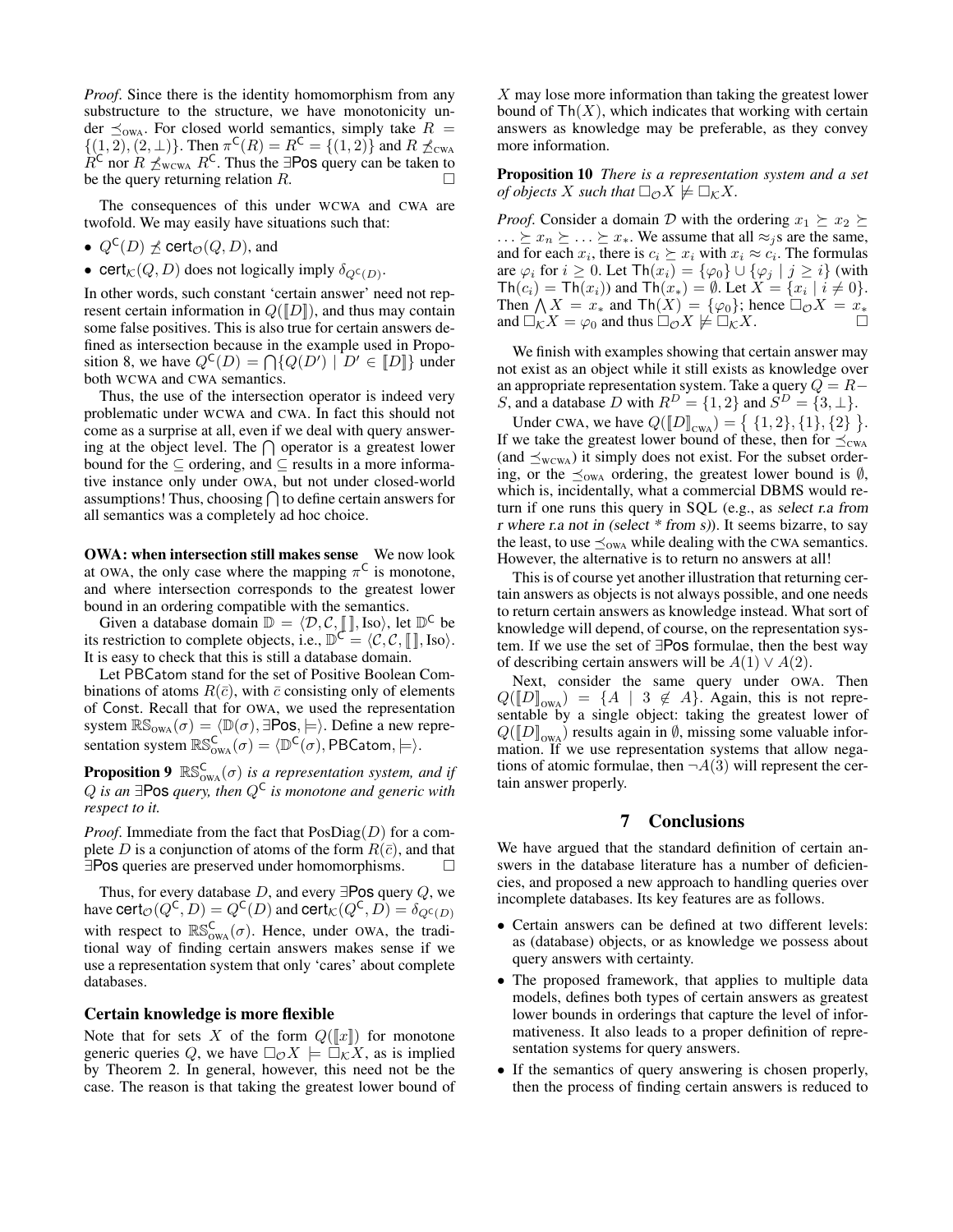*Proof.* Since there is the identity homomorphism from any substructure to the structure, we have monotonicity under $\preceq_{\text{OWA}}$. For closed world semantics, simply take $R = \{(1,2),(2,\bot)\}$. Then $\pi^{\mathsf{C}}(R) = R^{\mathsf{C}} = \{(1,2)\}$ and $R \not\preceq_{\text{CWA}} R^{\mathsf{C}}$ nor $R \not\preceq_{\text{WCWA}} R^{\mathsf{C}}$. Thus the $\exists\mathsf{Pos}$ query can be taken to be the query returning relation $R$. $\square$

The consequences of this under WCWA and CWA are twofold. We may easily have situations such that:

- $Q^{\mathsf{C}}(D) \not\preceq \mathsf{cert}_{\mathcal{O}}(Q, D)$, and
- $\mathsf{cert}_{\mathcal{K}}(Q, D)$ does not logically imply $\delta_{Q^{\mathsf{C}}(D)}$.

In other words, such constant 'certain answer' need not represent certain information in $Q([\![D]\!])$, and thus may contain some false positives. This is also true for certain answers defined as intersection because in the example used in Proposition 8, we have $Q^{\mathsf{C}}(D) = \bigcap\{Q(D') \mid D' \in [\![D]\!]\}$ under both WCWA and CWA semantics.

Thus, the use of the intersection operator is indeed very problematic under WCWA and CWA. In fact this should not come as a surprise at all, even if we deal with query answering at the object level. The $\bigcap$ operator is a greatest lower bound for the $\subseteq$ ordering, and $\subseteq$ results in a more informative instance only under OWA, but not under closed-world assumptions! Thus, choosing $\bigcap$ to define certain answers for all semantics was a completely ad hoc choice.

**OWA: when intersection still makes sense** We now look at OWA, the only case where the mapping $\pi^{\mathsf{C}}$ is monotone, and where intersection corresponds to the greatest lower bound in an ordering compatible with the semantics.

Given a database domain $\mathbb{D} = \langle \mathcal{D}, \mathcal{C}, [\![\,]\!], \text{Iso}\rangle$, let $\mathbb{D}^{\mathsf{C}}$ be its restriction to complete objects, i.e., $\mathbb{D}^{\mathsf{C}} = \langle \mathcal{C}, \mathcal{C}, [\![\,]\!], \text{Iso}\rangle$. It is easy to check that this is still a database domain.

Let $\mathsf{PBCatom}$ stand for the set of Positive Boolean Combinations of atoms $R(\bar{c})$, with $\bar{c}$ consisting only of elements of $\mathsf{Const}$. Recall that for OWA, we used the representation system $\mathbb{RS}_{\text{OWA}}(\sigma) = \langle \mathbb{D}(\sigma), \exists\mathsf{Pos}, \models\rangle$. Define a new representation system $\mathbb{RS}^{\mathsf{C}}_{\text{OWA}}(\sigma) = \langle \mathbb{D}^{\mathsf{C}}(\sigma), \mathsf{PBCatom}, \models\rangle$.

**Proposition 9** *$\mathbb{RS}^{\mathsf{C}}_{\text{OWA}}(\sigma)$ is a representation system, and if $Q$ is an $\exists\mathsf{Pos}$ query, then $Q^{\mathsf{C}}$ is monotone and generic with respect to it.*

*Proof.* Immediate from the fact that $\text{PosDiag}(D)$ for a complete $D$ is a conjunction of atoms of the form $R(\bar{c})$, and that $\exists\mathsf{Pos}$ queries are preserved under homomorphisms. $\square$

Thus, for every database $D$, and every $\exists\mathsf{Pos}$ query $Q$, we have $\mathsf{cert}_{\mathcal{O}}(Q^{\mathsf{C}}, D) = Q^{\mathsf{C}}(D)$ and $\mathsf{cert}_{\mathcal{K}}(Q^{\mathsf{C}}, D) = \delta_{Q^{\mathsf{C}}(D)}$ with respect to $\mathbb{RS}^{\mathsf{C}}_{\text{OWA}}(\sigma)$. Hence, under OWA, the traditional way of finding certain answers makes sense if we use a representation system that only 'cares' about complete databases.

### Certain knowledge is more flexible

Note that for sets $X$ of the form $Q([\![x]\!])$ for monotone generic queries $Q$, we have $\Box_{\mathcal{O}} X \models \Box_{\mathcal{K}} X$, as is implied by Theorem 2. In general, however, this need not be the case. The reason is that taking the greatest lower bound of $X$ may lose more information than taking the greatest lower bound of $\mathsf{Th}(X)$, which indicates that working with certain answers as knowledge may be preferable, as they convey more information.

**Proposition 10** *There is a representation system and a set of objects $X$ such that $\Box_{\mathcal{O}} X \not\models \Box_{\mathcal{K}} X$.*

*Proof.* Consider a domain $\mathcal{D}$ with the ordering $x_1 \succeq x_2 \succeq \ldots \succeq x_n \succeq \ldots \succeq x_*$. We assume that all $\approx_j$s are the same, and for each $x_i$, there is $c_i \succeq x_i$ with $x_i \approx c_i$. The formulas are $\varphi_i$ for $i \geq 0$. Let $\mathsf{Th}(x_i) = \{\varphi_0\} \cup \{\varphi_j \mid j \geq i\}$ (with $\mathsf{Th}(c_i) = \mathsf{Th}(x_i)$) and $\mathsf{Th}(x_*) = \emptyset$. Let $X = \{x_i \mid i \neq 0\}$. Then $\bigwedge X = x_*$ and $\mathsf{Th}(X) = \{\varphi_0\}$; hence $\Box_{\mathcal{O}} X = x_*$ and $\Box_{\mathcal{K}} X = \varphi_0$ and thus $\Box_{\mathcal{O}} X \not\models \Box_{\mathcal{K}} X$. $\square$

We finish with examples showing that certain answer may not exist as an object while it still exists as knowledge over an appropriate representation system. Take a query $Q = R - S$, and a database $D$ with $R^D = \{1,2\}$ and $S^D = \{3, \bot\}$.

Under CWA, we have $Q([\![D]\!]_{\text{CWA}}) = \{\,\{1,2\}, \{1\}, \{2\}\,\}$. If we take the greatest lower bound of these, then for $\preceq_{\text{CWA}}$ (and $\preceq_{\text{WCWA}}$) it simply does not exist. For the subset ordering, or the $\preceq_{\text{OWA}}$ ordering, the greatest lower bound is $\emptyset$, which is, incidentally, what a commercial DBMS would return if one runs this query in SQL (e.g., as *select r.a from r where r.a not in (select \* from s)*). It seems bizarre, to say the least, to use $\preceq_{\text{OWA}}$ while dealing with the CWA semantics. However, the alternative is to return no answers at all!

This is of course yet another illustration that returning certain answers as objects is not always possible, and one needs to return certain answers as knowledge instead. What sort of knowledge will depend, of course, on the representation system. If we use the set of $\exists\mathsf{Pos}$ formulae, then the best way of describing certain answers will be $A(1) \vee A(2)$.

Next, consider the same query under OWA. Then $Q([\![D]\!]_{\text{OWA}}) = \{A \mid 3 \notin A\}$. Again, this is not representable by a single object: taking the greatest lower of $Q([\![D]\!]_{\text{OWA}})$ results again in $\emptyset$, missing some valuable information. If we use representation systems that allow negations of atomic formulae, then $\neg A(3)$ will represent the certain answer properly.

## 7 Conclusions

We have argued that the standard definition of certain answers in the database literature has a number of deficiencies, and proposed a new approach to handling queries over incomplete databases. Its key features are as follows.

- Certain answers can be defined at two different levels: as (database) objects, or as knowledge we possess about query answers with certainty.
- The proposed framework, that applies to multiple data models, defines both types of certain answers as greatest lower bounds in orderings that capture the level of informativeness. It also leads to a proper definition of representation systems for query answers.
- If the semantics of query answering is chosen properly, then the process of finding certain answers is reduced to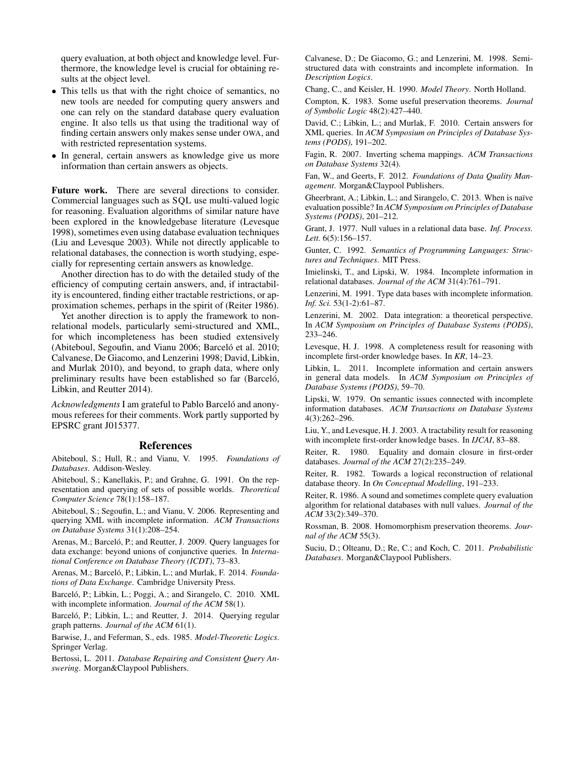query evaluation, at both object and knowledge level. Furthermore, the knowledge level is crucial for obtaining results at the object level.

- This tells us that with the right choice of semantics, no new tools are needed for computing query answers and one can rely on the standard database query evaluation engine. It also tells us that using the traditional way of finding certain answers only makes sense under OWA, and with restricted representation systems.
- In general, certain answers as knowledge give us more information than certain answers as objects.

**Future work.** There are several directions to consider. Commercial languages such as SQL use multi-valued logic for reasoning. Evaluation algorithms of similar nature have been explored in the knowledgebase literature (Levesque 1998), sometimes even using database evaluation techniques (Liu and Levesque 2003). While not directly applicable to relational databases, the connection is worth studying, especially for representing certain answers as knowledge.

Another direction has to do with the detailed study of the efficiency of computing certain answers, and, if intractability is encountered, finding either tractable restrictions, or approximation schemes, perhaps in the spirit of (Reiter 1986).

Yet another direction is to apply the framework to non-relational models, particularly semi-structured and XML, for which incompleteness has been studied extensively (Abiteboul, Segoufin, and Vianu 2006; Barceló et al. 2010; Calvanese, De Giacomo, and Lenzerini 1998; David, Libkin, and Murlak 2010), and beyond, to graph data, where only preliminary results have been established so far (Barceló, Libkin, and Reutter 2014).

*Acknowledgments* I am grateful to Pablo Barceló and anonymous referees for their comments. Work partly supported by EPSRC grant J015377.

## References

Abiteboul, S.; Hull, R.; and Vianu, V. 1995. *Foundations of Databases*. Addison-Wesley.

Abiteboul, S.; Kanellakis, P.; and Grahne, G. 1991. On the representation and querying of sets of possible worlds. *Theoretical Computer Science* 78(1):158–187.

Abiteboul, S.; Segoufin, L.; and Vianu, V. 2006. Representing and querying XML with incomplete information. *ACM Transactions on Database Systems* 31(1):208–254.

Arenas, M.; Barceló, P.; and Reutter, J. 2009. Query languages for data exchange: beyond unions of conjunctive queries. In *International Conference on Database Theory (ICDT)*, 73–83.

Arenas, M.; Barceló, P.; Libkin, L.; and Murlak, F. 2014. *Foundations of Data Exchange*. Cambridge University Press.

Barceló, P.; Libkin, L.; Poggi, A.; and Sirangelo, C. 2010. XML with incomplete information. *Journal of the ACM* 58(1).

Barceló, P.; Libkin, L.; and Reutter, J. 2014. Querying regular graph patterns. *Journal of the ACM* 61(1).

Barwise, J., and Feferman, S., eds. 1985. *Model-Theoretic Logics*. Springer Verlag.

Bertossi, L. 2011. *Database Repairing and Consistent Query Answering*. Morgan&Claypool Publishers.

Calvanese, D.; De Giacomo, G.; and Lenzerini, M. 1998. Semi-structured data with constraints and incomplete information. In *Description Logics*.

Chang, C., and Keisler, H. 1990. *Model Theory*. North Holland.

Compton, K. 1983. Some useful preservation theorems. *Journal of Symbolic Logic* 48(2):427–440.

David, C.; Libkin, L.; and Murlak, F. 2010. Certain answers for XML queries. In *ACM Symposium on Principles of Database Systems (PODS)*, 191–202.

Fagin, R. 2007. Inverting schema mappings. *ACM Transactions on Database Systems* 32(4).

Fan, W., and Geerts, F. 2012. *Foundations of Data Quality Management*. Morgan&Claypool Publishers.

Gheerbrant, A.; Libkin, L.; and Sirangelo, C. 2013. When is naïve evaluation possible? In *ACM Symposium on Principles of Database Systems (PODS)*, 201–212.

Grant, J. 1977. Null values in a relational data base. *Inf. Process. Lett.* 6(5):156–157.

Gunter, C. 1992. *Semantics of Programming Languages: Structures and Techniques*. MIT Press.

Imielinski, T., and Lipski, W. 1984. Incomplete information in relational databases. *Journal of the ACM* 31(4):761–791.

Lenzerini, M. 1991. Type data bases with incomplete information. *Inf. Sci.* 53(1-2):61–87.

Lenzerini, M. 2002. Data integration: a theoretical perspective. In *ACM Symposium on Principles of Database Systems (PODS)*, 233–246.

Levesque, H. J. 1998. A completeness result for reasoning with incomplete first-order knowledge bases. In *KR*, 14–23.

Libkin, L. 2011. Incomplete information and certain answers in general data models. In *ACM Symposium on Principles of Database Systems (PODS)*, 59–70.

Lipski, W. 1979. On semantic issues connected with incomplete information databases. *ACM Transactions on Database Systems* 4(3):262–296.

Liu, Y., and Levesque, H. J. 2003. A tractability result for reasoning with incomplete first-order knowledge bases. In *IJCAI*, 83–88.

Reiter, R. 1980. Equality and domain closure in first-order databases. *Journal of the ACM* 27(2):235–249.

Reiter, R. 1982. Towards a logical reconstruction of relational database theory. In *On Conceptual Modelling*, 191–233.

Reiter, R. 1986. A sound and sometimes complete query evaluation algorithm for relational databases with null values. *Journal of the ACM* 33(2):349–370.

Rossman, B. 2008. Homomorphism preservation theorems. *Journal of the ACM* 55(3).

Suciu, D.; Olteanu, D.; Re, C.; and Koch, C. 2011. *Probabilistic Databases*. Morgan&Claypool Publishers.